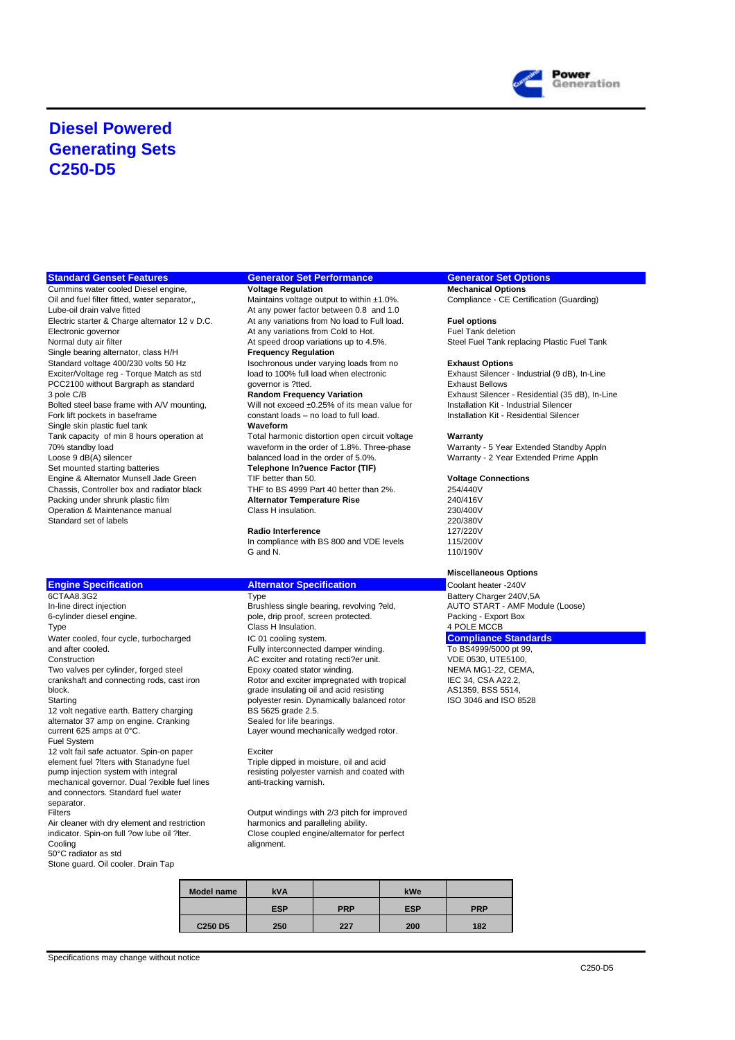# Diesel Powered Generating Sets C250-D5

## Standard Genset Features

Cummins water cooled Diesel engine,
Oil and fuel filter fitted, water separator,,
Lube-oil drain valve fitted
Electric starter & Charge alternator 12 v D.C.
Electronic governor
Normal duty air filter
Single bearing alternator, class H/H
Standard voltage 400/230 volts 50 Hz
Exciter/Voltage reg - Torque Match as std
PCC2100 without Bargraph as standard
3 pole C/B
Bolted steel base frame with A/V mounting,
Fork lift pockets in baseframe
Single skin plastic fuel tank
Tank capacity of min 8 hours operation at 70% standby load
Loose 9 dB(A) silencer
Set mounted starting batteries
Engine & Alternator Munsell Jade Green
Chassis, Controller box and radiator black
Packing under shrunk plastic film
Operation & Maintenance manual
Standard set of labels

## Generator Set Performance

**Voltage Regulation**
Maintains voltage output to within ±1.0%.
At any power factor between 0.8 and 1.0
At any variations from No load to Full load.
At any variations from Cold to Hot.
At speed droop variations up to 4.5%.

**Frequency Regulation**
Isochronous under varying loads from no load to 100% full load when electronic governor is ?tted.

**Random Frequency Variation**
Will not exceed ±0.25% of its mean value for constant loads – no load to full load.

**Waveform**
Total harmonic distortion open circuit voltage waveform in the order of 1.8%. Three-phase balanced load in the order of 5.0%.

**Telephone In?uence Factor (TIF)**
TIF better than 50.
THF to BS 4999 Part 40 better than 2%.

**Alternator Temperature Rise**
Class H insulation.

**Radio Interference**
In compliance with BS 800 and VDE levels G and N.

## Generator Set Options

**Mechanical Options**
Compliance - CE Certification (Guarding)

**Fuel options**
Fuel Tank deletion
Steel Fuel Tank replacing Plastic Fuel Tank

**Exhaust Options**
Exhaust Silencer - Industrial (9 dB), In-Line
Exhaust Bellows
Exhaust Silencer - Residential (35 dB), In-Line
Installation Kit - Industrial Silencer
Installation Kit - Residential Silencer

**Warranty**
Warranty - 5 Year Extended Standby Appln
Warranty - 2 Year Extended Prime Appln

**Voltage Connections**
254/440V
240/416V
230/400V
220/380V
127/220V
115/200V
110/190V

**Miscellaneous Options**
Coolant heater -240V
Battery Charger 240V,5A
AUTO START - AMF Module (Loose)
Packing - Export Box
4 POLE MCCB

## Compliance Standards

To BS4999/5000 pt 99,
VDE 0530, UTE5100,
NEMA MG1-22, CEMA,
IEC 34, CSA A22.2,
AS1359, BSS 5514,
ISO 3046 and ISO 8528

## Engine Specification

6CTAA8.3G2
In-line direct injection
6-cylinder diesel engine.

Type
Water cooled, four cycle, turbocharged and after cooled.

Construction
Two valves per cylinder, forged steel crankshaft and connecting rods, cast iron block.

Starting
12 volt negative earth. Battery charging alternator 37 amp on engine. Cranking current 625 amps at 0°C.

Fuel System
12 volt fail safe actuator. Spin-on paper element fuel ?lters with Stanadyne fuel pump injection system with integral mechanical governor. Dual ?exible fuel lines and connectors. Standard fuel water separator.

Filters
Air cleaner with dry element and restriction indicator. Spin-on full ?ow lube oil ?lter.

Cooling
50°C radiator as std
Stone guard. Oil cooler. Drain Tap

## Alternator Specification

Type
Brushless single bearing, revolving ?eld, pole, drip proof, screen protected.
Class H Insulation.
IC 01 cooling system.
Fully interconnected damper winding.
AC exciter and rotating recti?er unit.
Epoxy coated stator winding.
Rotor and exciter impregnated with tropical grade insulating oil and acid resisting polyester resin. Dynamically balanced rotor BS 5625 grade 2.5.
Sealed for life bearings.
Layer wound mechanically wedged rotor.

Exciter
Triple dipped in moisture, oil and acid resisting polyester varnish and coated with anti-tracking varnish.

Output windings with 2/3 pitch for improved harmonics and paralleling ability.
Close coupled engine/alternator for perfect alignment.

| Model name | kVA | | kWe | |
|---|---|---|---|---|
| | ESP | PRP | ESP | PRP |
| C250 D5 | 250 | 227 | 200 | 182 |

Specifications may change without notice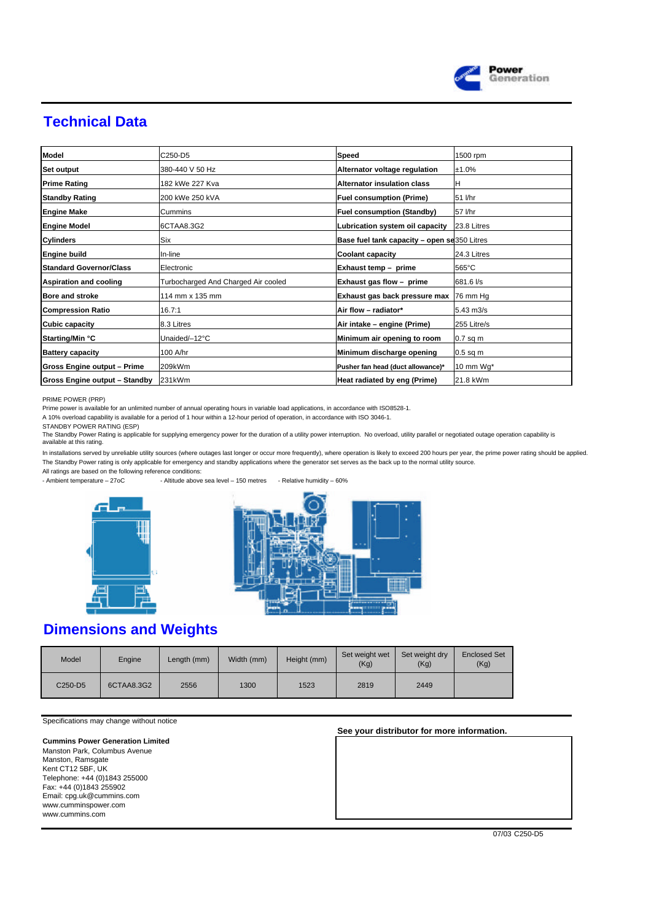# Technical Data

| | | | |
|---|---|---|---|
| **Model** | C250-D5 | **Speed** | 1500 rpm |
| **Set output** | 380-440 V 50 Hz | **Alternator voltage regulation** | ±1.0% |
| **Prime Rating** | 182 kWe 227 Kva | **Alternator insulation class** | H |
| **Standby Rating** | 200 kWe 250 kVA | **Fuel consumption (Prime)** | 51 l/hr |
| **Engine Make** | Cummins | **Fuel consumption (Standby)** | 57 l/hr |
| **Engine Model** | 6CTAA8.3G2 | **Lubrication system oil capacity** | 23.8 Litres |
| **Cylinders** | Six | **Base fuel tank capacity – open se** | 350 Litres |
| **Engine build** | In-line | **Coolant capacity** | 24.3 Litres |
| **Standard Governor/Class** | Electronic | **Exhaust temp – prime** | 565°C |
| **Aspiration and cooling** | Turbocharged And Charged Air cooled | **Exhaust gas flow – prime** | 681.6 l/s |
| **Bore and stroke** | 114 mm x 135 mm | **Exhaust gas back pressure max** | 76 mm Hg |
| **Compression Ratio** | 16.7:1 | **Air flow – radiator*** | 5.43 m3/s |
| **Cubic capacity** | 8.3 Litres | **Air intake – engine (Prime)** | 255 Litre/s |
| **Starting/Min °C** | Unaided/–12°C | **Minimum air opening to room** | 0.7 sq m |
| **Battery capacity** | 100 A/hr | **Minimum discharge opening** | 0.5 sq m |
| **Gross Engine output – Prime** | 209kWm | **Pusher fan head (duct allowance)*** | 10 mm Wg* |
| **Gross Engine output – Standby** | 231kWm | **Heat radiated by eng (Prime)** | 21.8 kWm |

PRIME POWER (PRP)

Prime power is available for an unlimited number of annual operating hours in variable load applications, in accordance with ISO8528-1.

A 10% overload capability is available for a period of 1 hour within a 12-hour period of operation, in accordance with ISO 3046-1.

STANDBY POWER RATING (ESP)

The Standby Power Rating is applicable for supplying emergency power for the duration of a utility power interruption. No overload, utility parallel or negotiated outage operation capability is available at this rating.

In installations served by unreliable utility sources (where outages last longer or occur more frequently), where operation is likely to exceed 200 hours per year, the prime power rating should be applied.

The Standby Power rating is only applicable for emergency and standby applications where the generator set serves as the back up to the normal utility source.

All ratings are based on the following reference conditions:

- Ambient temperature – 27oC - Altitude above sea level – 150 metres - Relative humidity – 60%

# Dimensions and Weights

| Model | Engine | Length (mm) | Width (mm) | Height (mm) | Set weight wet (Kg) | Set weight dry (Kg) | Enclosed Set (Kg) |
|---|---|---|---|---|---|---|---|
| C250-D5 | 6CTAA8.3G2 | 2556 | 1300 | 1523 | 2819 | 2449 | |

Specifications may change without notice

**Cummins Power Generation Limited**
Manston Park, Columbus Avenue
Manston, Ramsgate
Kent CT12 5BF, UK
Telephone: +44 (0)1843 255000
Fax: +44 (0)1843 255902
Email: cpg.uk@cummins.com
www.cumminspower.com
www.cummins.com

**See your distributor for more information.**

07/03 C250-D5